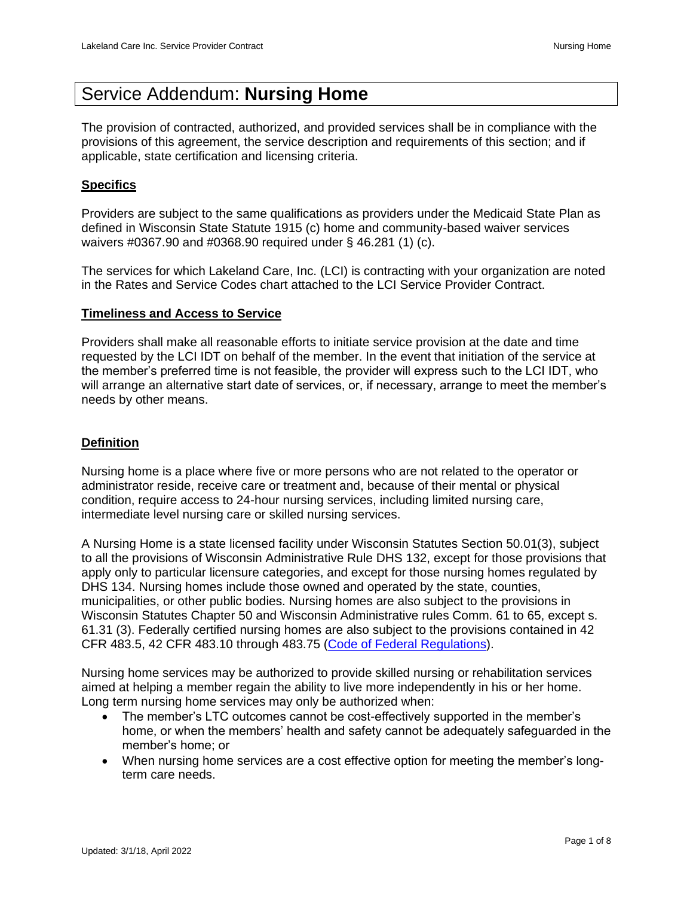# Service Addendum: **Nursing Home**

The provision of contracted, authorized, and provided services shall be in compliance with the provisions of this agreement, the service description and requirements of this section; and if applicable, state certification and licensing criteria.

## Specifics

Providers are subject to the same qualifications as providers under the Medicaid State Plan as defined in Wisconsin State Statute 1915 (c) home and community-based waiver services waivers #0367.90 and #0368.90 required under § 46.281 (1) (c).

The services for which Lakeland Care, Inc. (LCI) is contracting with your organization are noted in the Rates and Service Codes chart attached to the LCI Service Provider Contract.

## Timeliness and Access to Service

Providers shall make all reasonable efforts to initiate service provision at the date and time requested by the LCI IDT on behalf of the member. In the event that initiation of the service at the member's preferred time is not feasible, the provider will express such to the LCI IDT, who will arrange an alternative start date of services, or, if necessary, arrange to meet the member's needs by other means.

## Definition

Nursing home is a place where five or more persons who are not related to the operator or administrator reside, receive care or treatment and, because of their mental or physical condition, require access to 24-hour nursing services, including limited nursing care, intermediate level nursing care or skilled nursing services.

A Nursing Home is a state licensed facility under Wisconsin Statutes Section 50.01(3), subject to all the provisions of Wisconsin Administrative Rule DHS 132, except for those provisions that apply only to particular licensure categories, and except for those nursing homes regulated by DHS 134. Nursing homes include those owned and operated by the state, counties, municipalities, or other public bodies. Nursing homes are also subject to the provisions in Wisconsin Statutes Chapter 50 and Wisconsin Administrative rules Comm. 61 to 65, except s. 61.31 (3). Federally certified nursing homes are also subject to the provisions contained in 42 CFR 483.5, 42 CFR 483.10 through 483.75 (Code of Federal Regulations).

Nursing home services may be authorized to provide skilled nursing or rehabilitation services aimed at helping a member regain the ability to live more independently in his or her home. Long term nursing home services may only be authorized when:

- The member's LTC outcomes cannot be cost-effectively supported in the member's home, or when the members' health and safety cannot be adequately safeguarded in the member's home; or
- When nursing home services are a cost effective option for meeting the member's long-term care needs.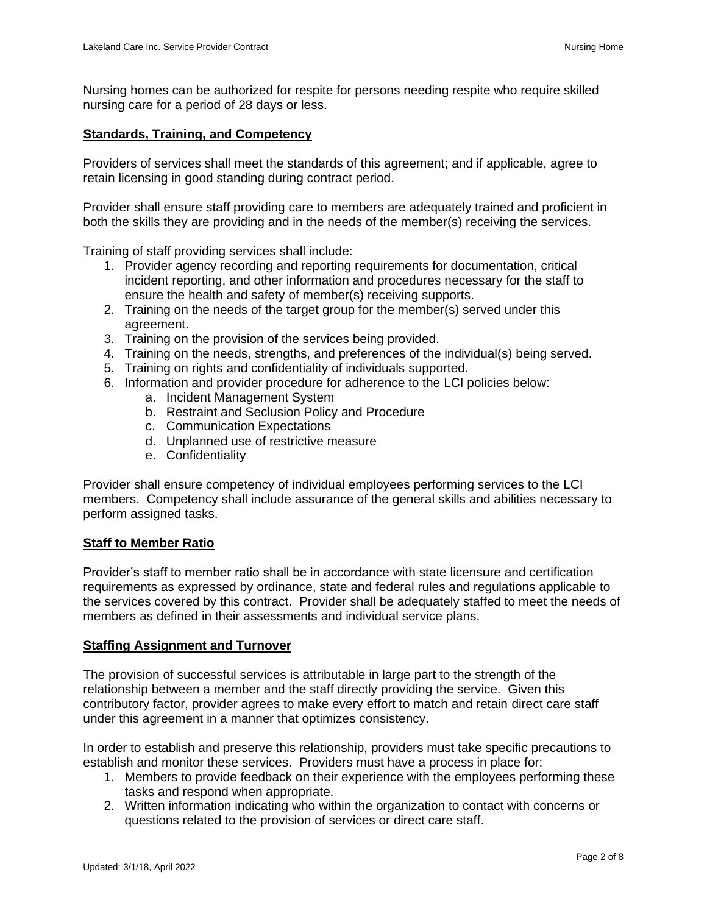Nursing homes can be authorized for respite for persons needing respite who require skilled nursing care for a period of 28 days or less.

## Standards, Training, and Competency

Providers of services shall meet the standards of this agreement; and if applicable, agree to retain licensing in good standing during contract period.

Provider shall ensure staff providing care to members are adequately trained and proficient in both the skills they are providing and in the needs of the member(s) receiving the services.

Training of staff providing services shall include:

1. Provider agency recording and reporting requirements for documentation, critical incident reporting, and other information and procedures necessary for the staff to ensure the health and safety of member(s) receiving supports.
2. Training on the needs of the target group for the member(s) served under this agreement.
3. Training on the provision of the services being provided.
4. Training on the needs, strengths, and preferences of the individual(s) being served.
5. Training on rights and confidentiality of individuals supported.
6. Information and provider procedure for adherence to the LCI policies below:
   a. Incident Management System
   b. Restraint and Seclusion Policy and Procedure
   c. Communication Expectations
   d. Unplanned use of restrictive measure
   e. Confidentiality

Provider shall ensure competency of individual employees performing services to the LCI members. Competency shall include assurance of the general skills and abilities necessary to perform assigned tasks.

## Staff to Member Ratio

Provider's staff to member ratio shall be in accordance with state licensure and certification requirements as expressed by ordinance, state and federal rules and regulations applicable to the services covered by this contract. Provider shall be adequately staffed to meet the needs of members as defined in their assessments and individual service plans.

## Staffing Assignment and Turnover

The provision of successful services is attributable in large part to the strength of the relationship between a member and the staff directly providing the service. Given this contributory factor, provider agrees to make every effort to match and retain direct care staff under this agreement in a manner that optimizes consistency.

In order to establish and preserve this relationship, providers must take specific precautions to establish and monitor these services. Providers must have a process in place for:

1. Members to provide feedback on their experience with the employees performing these tasks and respond when appropriate.
2. Written information indicating who within the organization to contact with concerns or questions related to the provision of services or direct care staff.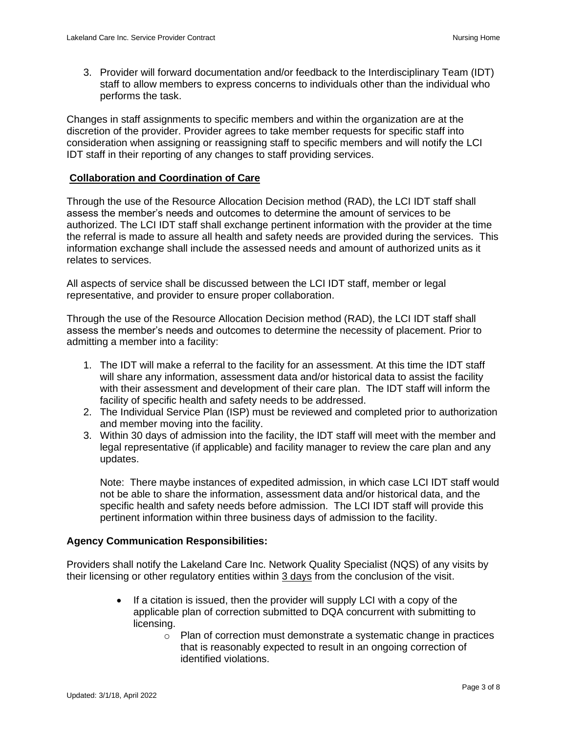3. Provider will forward documentation and/or feedback to the Interdisciplinary Team (IDT) staff to allow members to express concerns to individuals other than the individual who performs the task.

Changes in staff assignments to specific members and within the organization are at the discretion of the provider. Provider agrees to take member requests for specific staff into consideration when assigning or reassigning staff to specific members and will notify the LCI IDT staff in their reporting of any changes to staff providing services.

## Collaboration and Coordination of Care

Through the use of the Resource Allocation Decision method (RAD), the LCI IDT staff shall assess the member's needs and outcomes to determine the amount of services to be authorized. The LCI IDT staff shall exchange pertinent information with the provider at the time the referral is made to assure all health and safety needs are provided during the services. This information exchange shall include the assessed needs and amount of authorized units as it relates to services.

All aspects of service shall be discussed between the LCI IDT staff, member or legal representative, and provider to ensure proper collaboration.

Through the use of the Resource Allocation Decision method (RAD), the LCI IDT staff shall assess the member's needs and outcomes to determine the necessity of placement. Prior to admitting a member into a facility:

1. The IDT will make a referral to the facility for an assessment. At this time the IDT staff will share any information, assessment data and/or historical data to assist the facility with their assessment and development of their care plan. The IDT staff will inform the facility of specific health and safety needs to be addressed.
2. The Individual Service Plan (ISP) must be reviewed and completed prior to authorization and member moving into the facility.
3. Within 30 days of admission into the facility, the IDT staff will meet with the member and legal representative (if applicable) and facility manager to review the care plan and any updates.

   Note: There maybe instances of expedited admission, in which case LCI IDT staff would not be able to share the information, assessment data and/or historical data, and the specific health and safety needs before admission. The LCI IDT staff will provide this pertinent information within three business days of admission to the facility.

**Agency Communication Responsibilities:**

Providers shall notify the Lakeland Care Inc. Network Quality Specialist (NQS) of any visits by their licensing or other regulatory entities within 3 days from the conclusion of the visit.

- If a citation is issued, then the provider will supply LCI with a copy of the applicable plan of correction submitted to DQA concurrent with submitting to licensing.
  - Plan of correction must demonstrate a systematic change in practices that is reasonably expected to result in an ongoing correction of identified violations.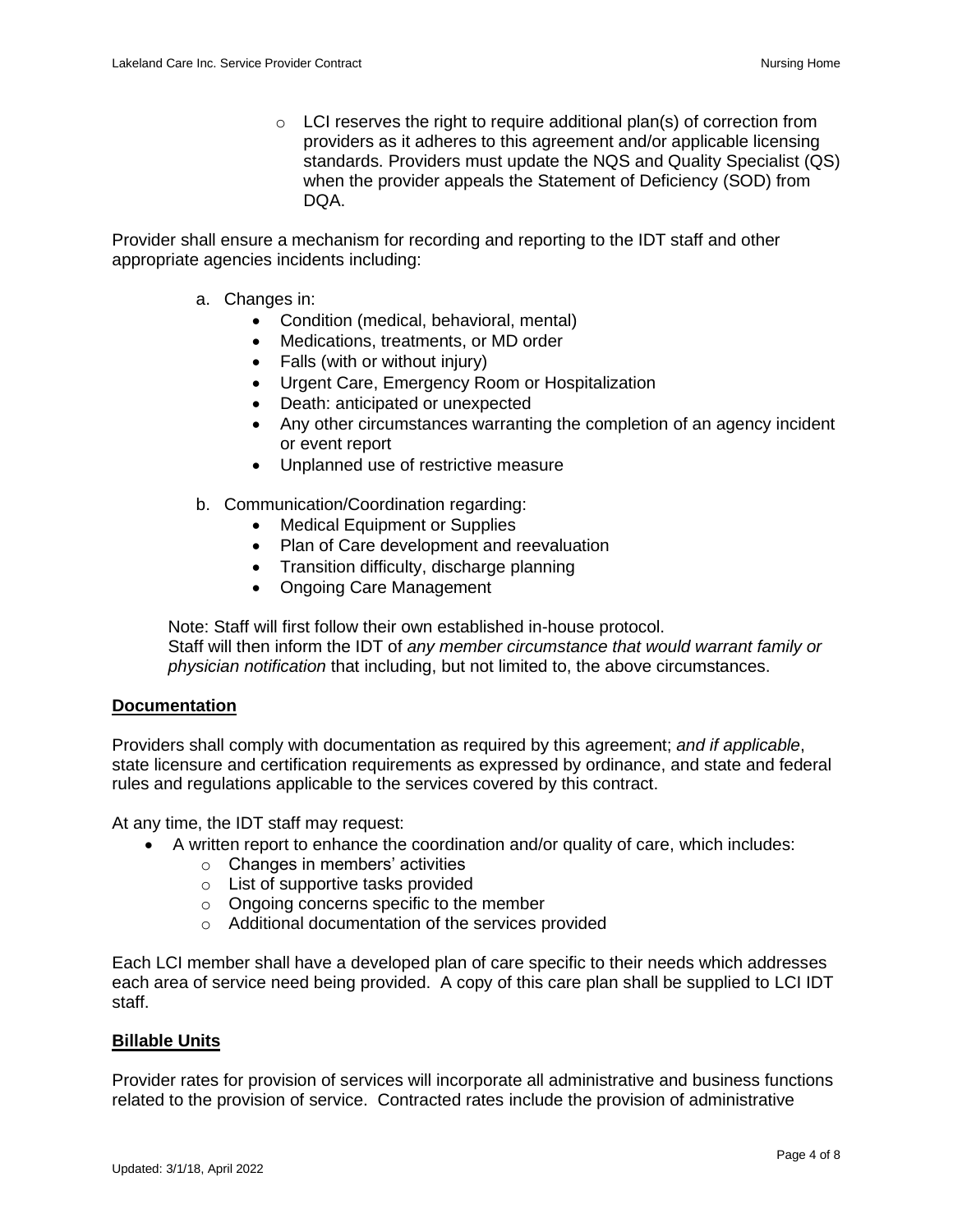- LCI reserves the right to require additional plan(s) of correction from providers as it adheres to this agreement and/or applicable licensing standards. Providers must update the NQS and Quality Specialist (QS) when the provider appeals the Statement of Deficiency (SOD) from DQA.

Provider shall ensure a mechanism for recording and reporting to the IDT staff and other appropriate agencies incidents including:

a. Changes in:
   - Condition (medical, behavioral, mental)
   - Medications, treatments, or MD order
   - Falls (with or without injury)
   - Urgent Care, Emergency Room or Hospitalization
   - Death: anticipated or unexpected
   - Any other circumstances warranting the completion of an agency incident or event report
   - Unplanned use of restrictive measure

b. Communication/Coordination regarding:
   - Medical Equipment or Supplies
   - Plan of Care development and reevaluation
   - Transition difficulty, discharge planning
   - Ongoing Care Management

Note: Staff will first follow their own established in-house protocol.
Staff will then inform the IDT of *any member circumstance that would warrant family or physician notification* that including, but not limited to, the above circumstances.

## Documentation

Providers shall comply with documentation as required by this agreement; *and if applicable*, state licensure and certification requirements as expressed by ordinance, and state and federal rules and regulations applicable to the services covered by this contract.

At any time, the IDT staff may request:

- A written report to enhance the coordination and/or quality of care, which includes:
  - Changes in members' activities
  - List of supportive tasks provided
  - Ongoing concerns specific to the member
  - Additional documentation of the services provided

Each LCI member shall have a developed plan of care specific to their needs which addresses each area of service need being provided. A copy of this care plan shall be supplied to LCI IDT staff.

## Billable Units

Provider rates for provision of services will incorporate all administrative and business functions related to the provision of service. Contracted rates include the provision of administrative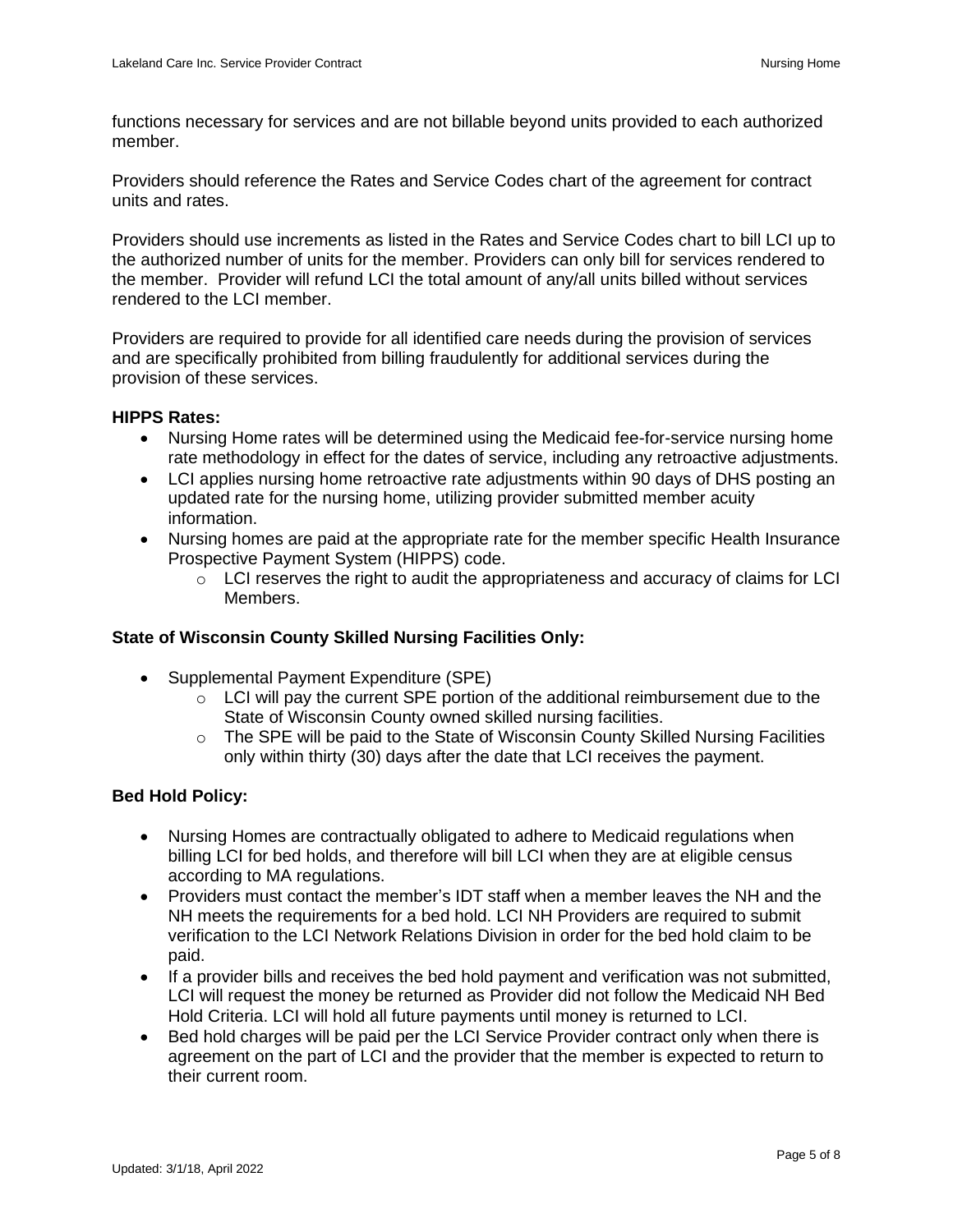functions necessary for services and are not billable beyond units provided to each authorized member.

Providers should reference the Rates and Service Codes chart of the agreement for contract units and rates.

Providers should use increments as listed in the Rates and Service Codes chart to bill LCI up to the authorized number of units for the member. Providers can only bill for services rendered to the member. Provider will refund LCI the total amount of any/all units billed without services rendered to the LCI member.

Providers are required to provide for all identified care needs during the provision of services and are specifically prohibited from billing fraudulently for additional services during the provision of these services.

**HIPPS Rates:**

- Nursing Home rates will be determined using the Medicaid fee-for-service nursing home rate methodology in effect for the dates of service, including any retroactive adjustments.
- LCI applies nursing home retroactive rate adjustments within 90 days of DHS posting an updated rate for the nursing home, utilizing provider submitted member acuity information.
- Nursing homes are paid at the appropriate rate for the member specific Health Insurance Prospective Payment System (HIPPS) code.
    - LCI reserves the right to audit the appropriateness and accuracy of claims for LCI Members.

**State of Wisconsin County Skilled Nursing Facilities Only:**

- Supplemental Payment Expenditure (SPE)
    - LCI will pay the current SPE portion of the additional reimbursement due to the State of Wisconsin County owned skilled nursing facilities.
    - The SPE will be paid to the State of Wisconsin County Skilled Nursing Facilities only within thirty (30) days after the date that LCI receives the payment.

**Bed Hold Policy:**

- Nursing Homes are contractually obligated to adhere to Medicaid regulations when billing LCI for bed holds, and therefore will bill LCI when they are at eligible census according to MA regulations.
- Providers must contact the member's IDT staff when a member leaves the NH and the NH meets the requirements for a bed hold. LCI NH Providers are required to submit verification to the LCI Network Relations Division in order for the bed hold claim to be paid.
- If a provider bills and receives the bed hold payment and verification was not submitted, LCI will request the money be returned as Provider did not follow the Medicaid NH Bed Hold Criteria. LCI will hold all future payments until money is returned to LCI.
- Bed hold charges will be paid per the LCI Service Provider contract only when there is agreement on the part of LCI and the provider that the member is expected to return to their current room.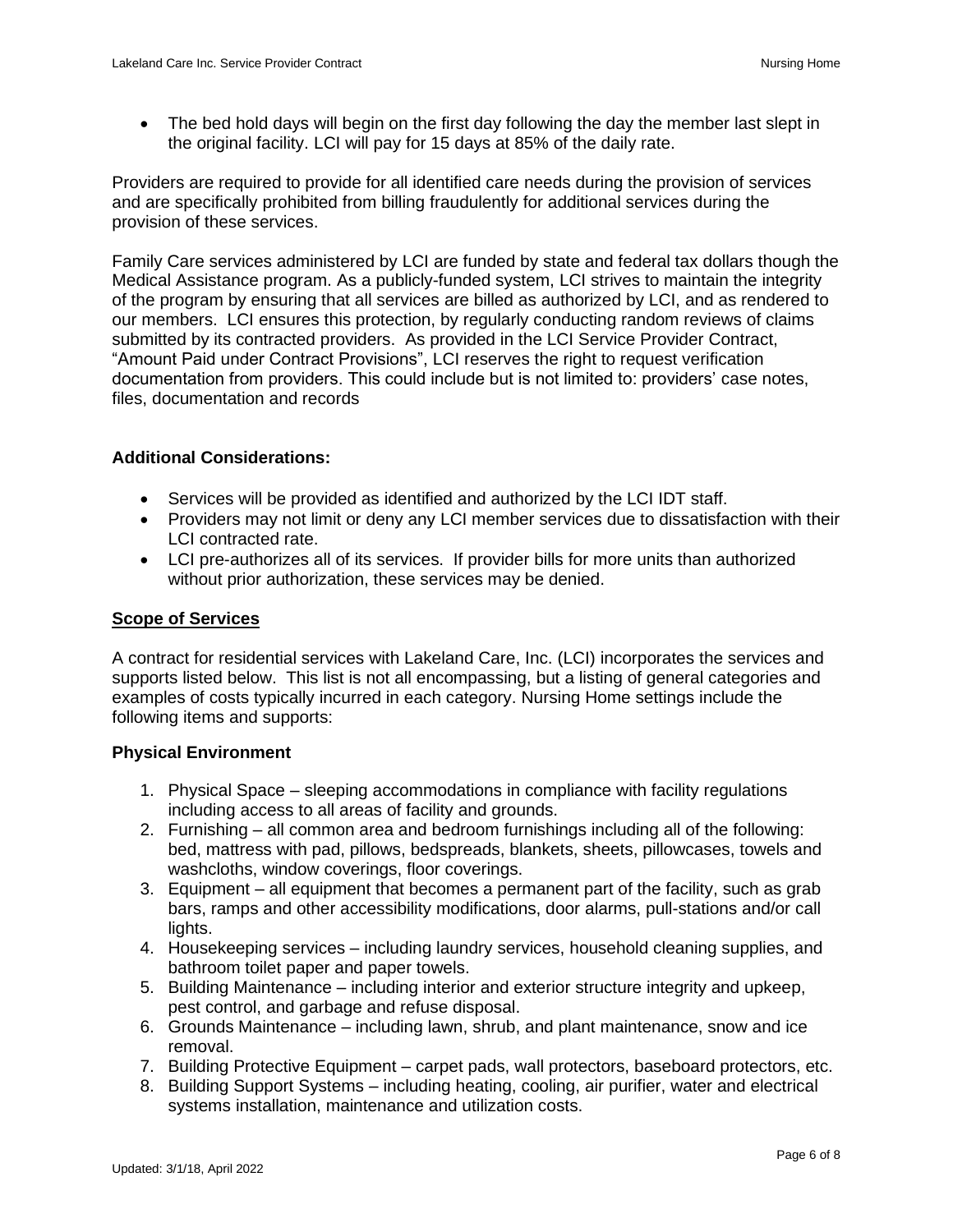- The bed hold days will begin on the first day following the day the member last slept in the original facility. LCI will pay for 15 days at 85% of the daily rate.

Providers are required to provide for all identified care needs during the provision of services and are specifically prohibited from billing fraudulently for additional services during the provision of these services.

Family Care services administered by LCI are funded by state and federal tax dollars though the Medical Assistance program. As a publicly-funded system, LCI strives to maintain the integrity of the program by ensuring that all services are billed as authorized by LCI, and as rendered to our members. LCI ensures this protection, by regularly conducting random reviews of claims submitted by its contracted providers. As provided in the LCI Service Provider Contract, "Amount Paid under Contract Provisions", LCI reserves the right to request verification documentation from providers. This could include but is not limited to: providers' case notes, files, documentation and records

**Additional Considerations:**

- Services will be provided as identified and authorized by the LCI IDT staff.
- Providers may not limit or deny any LCI member services due to dissatisfaction with their LCI contracted rate.
- LCI pre-authorizes all of its services. If provider bills for more units than authorized without prior authorization, these services may be denied.

## Scope of Services

A contract for residential services with Lakeland Care, Inc. (LCI) incorporates the services and supports listed below. This list is not all encompassing, but a listing of general categories and examples of costs typically incurred in each category. Nursing Home settings include the following items and supports:

**Physical Environment**

1. Physical Space – sleeping accommodations in compliance with facility regulations including access to all areas of facility and grounds.
2. Furnishing – all common area and bedroom furnishings including all of the following: bed, mattress with pad, pillows, bedspreads, blankets, sheets, pillowcases, towels and washcloths, window coverings, floor coverings.
3. Equipment – all equipment that becomes a permanent part of the facility, such as grab bars, ramps and other accessibility modifications, door alarms, pull-stations and/or call lights.
4. Housekeeping services – including laundry services, household cleaning supplies, and bathroom toilet paper and paper towels.
5. Building Maintenance – including interior and exterior structure integrity and upkeep, pest control, and garbage and refuse disposal.
6. Grounds Maintenance – including lawn, shrub, and plant maintenance, snow and ice removal.
7. Building Protective Equipment – carpet pads, wall protectors, baseboard protectors, etc.
8. Building Support Systems – including heating, cooling, air purifier, water and electrical systems installation, maintenance and utilization costs.

Updated: 3/1/18, April 2022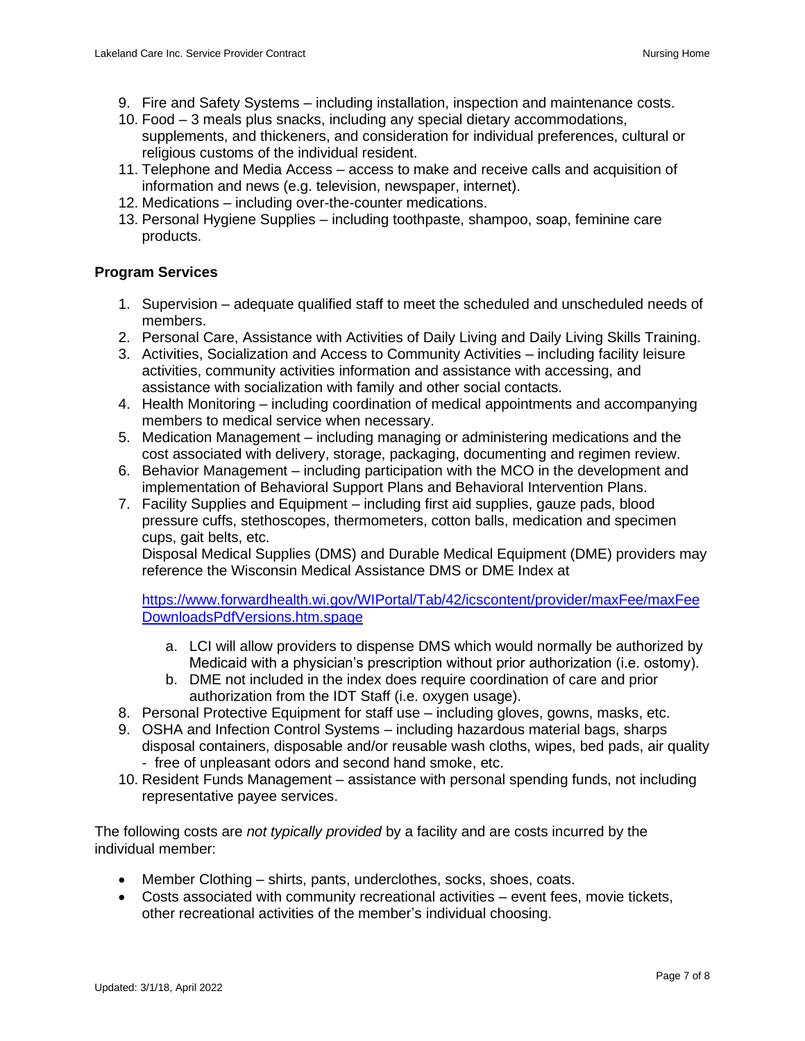9. Fire and Safety Systems – including installation, inspection and maintenance costs.
10. Food – 3 meals plus snacks, including any special dietary accommodations, supplements, and thickeners, and consideration for individual preferences, cultural or religious customs of the individual resident.
11. Telephone and Media Access – access to make and receive calls and acquisition of information and news (e.g. television, newspaper, internet).
12. Medications – including over-the-counter medications.
13. Personal Hygiene Supplies – including toothpaste, shampoo, soap, feminine care products.

**Program Services**

1. Supervision – adequate qualified staff to meet the scheduled and unscheduled needs of members.
2. Personal Care, Assistance with Activities of Daily Living and Daily Living Skills Training.
3. Activities, Socialization and Access to Community Activities – including facility leisure activities, community activities information and assistance with accessing, and assistance with socialization with family and other social contacts.
4. Health Monitoring – including coordination of medical appointments and accompanying members to medical service when necessary.
5. Medication Management – including managing or administering medications and the cost associated with delivery, storage, packaging, documenting and regimen review.
6. Behavior Management – including participation with the MCO in the development and implementation of Behavioral Support Plans and Behavioral Intervention Plans.
7. Facility Supplies and Equipment – including first aid supplies, gauze pads, blood pressure cuffs, stethoscopes, thermometers, cotton balls, medication and specimen cups, gait belts, etc.
   Disposal Medical Supplies (DMS) and Durable Medical Equipment (DME) providers may reference the Wisconsin Medical Assistance DMS or DME Index at

   https://www.forwardhealth.wi.gov/WIPortal/Tab/42/icscontent/provider/maxFee/maxFeeDownloadsPdfVersions.htm.spage

   a. LCI will allow providers to dispense DMS which would normally be authorized by Medicaid with a physician's prescription without prior authorization (i.e. ostomy).
   b. DME not included in the index does require coordination of care and prior authorization from the IDT Staff (i.e. oxygen usage).
8. Personal Protective Equipment for staff use – including gloves, gowns, masks, etc.
9. OSHA and Infection Control Systems – including hazardous material bags, sharps disposal containers, disposable and/or reusable wash cloths, wipes, bed pads, air quality - free of unpleasant odors and second hand smoke, etc.
10. Resident Funds Management – assistance with personal spending funds, not including representative payee services.

The following costs are *not typically provided* by a facility and are costs incurred by the individual member:

- Member Clothing – shirts, pants, underclothes, socks, shoes, coats.
- Costs associated with community recreational activities – event fees, movie tickets, other recreational activities of the member's individual choosing.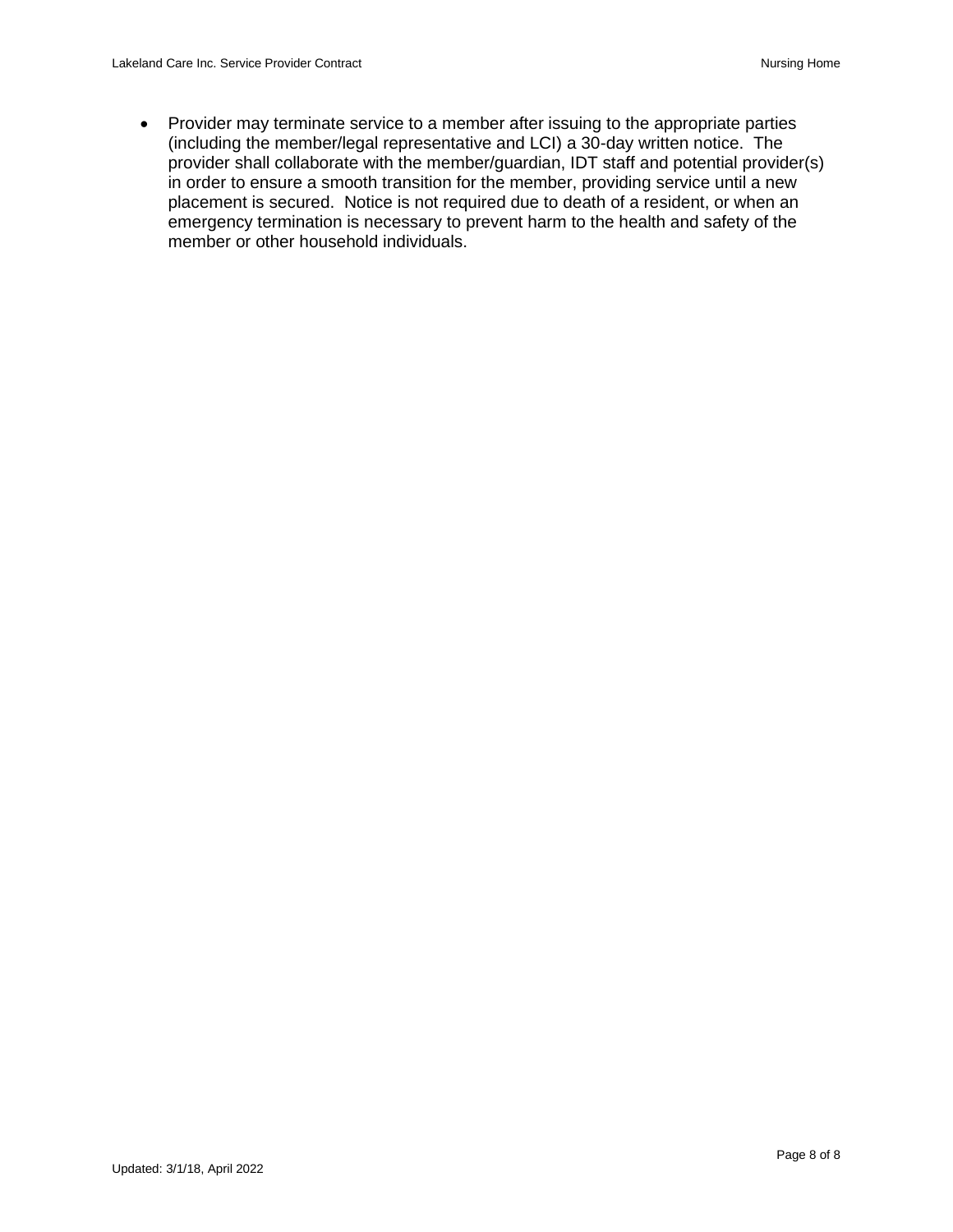- Provider may terminate service to a member after issuing to the appropriate parties (including the member/legal representative and LCI) a 30-day written notice. The provider shall collaborate with the member/guardian, IDT staff and potential provider(s) in order to ensure a smooth transition for the member, providing service until a new placement is secured. Notice is not required due to death of a resident, or when an emergency termination is necessary to prevent harm to the health and safety of the member or other household individuals.